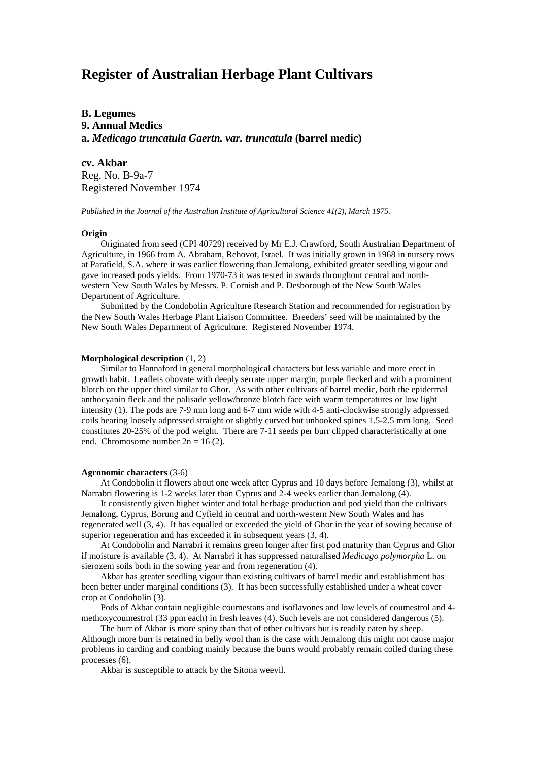# Register of Australian Herbage Plant Cultivars

**B. Legumes**
**9. Annual Medics**
**a. *Medicago truncatula Gaertn. var. truncatula* (barrel medic)**

## cv. Akbar

Reg. No. B-9a-7
Registered November 1974

*Published in the Journal of the Australian Institute of Agricultural Science 41(2), March 1975.*

### Origin

Originated from seed (CPI 40729) received by Mr E.J. Crawford, South Australian Department of Agriculture, in 1966 from A. Abraham, Rehovot, Israel. It was initially grown in 1968 in nursery rows at Parafield, S.A. where it was earlier flowering than Jemalong, exhibited greater seedling vigour and gave increased pods yields. From 1970-73 it was tested in swards throughout central and north-western New South Wales by Messrs. P. Cornish and P. Desborough of the New South Wales Department of Agriculture.

Submitted by the Condobolin Agriculture Research Station and recommended for registration by the New South Wales Herbage Plant Liaison Committee. Breeders' seed will be maintained by the New South Wales Department of Agriculture. Registered November 1974.

### Morphological description (1, 2)

Similar to Hannaford in general morphological characters but less variable and more erect in growth habit. Leaflets obovate with deeply serrate upper margin, purple flecked and with a prominent blotch on the upper third similar to Ghor. As with other cultivars of barrel medic, both the epidermal anthocyanin fleck and the palisade yellow/bronze blotch face with warm temperatures or low light intensity (1). The pods are 7-9 mm long and 6-7 mm wide with 4-5 anti-clockwise strongly adpressed coils bearing loosely adpressed straight or slightly curved but unhooked spines 1.5-2.5 mm long. Seed constitutes 20-25% of the pod weight. There are 7-11 seeds per burr clipped characteristically at one end. Chromosome number $2n = 16$ (2).

### Agronomic characters (3-6)

At Condobolin it flowers about one week after Cyprus and 10 days before Jemalong (3), whilst at Narrabri flowering is 1-2 weeks later than Cyprus and 2-4 weeks earlier than Jemalong (4).

It consistently given higher winter and total herbage production and pod yield than the cultivars Jemalong, Cyprus, Borung and Cyfield in central and north-western New South Wales and has regenerated well (3, 4). It has equalled or exceeded the yield of Ghor in the year of sowing because of superior regeneration and has exceeded it in subsequent years (3, 4).

At Condobolin and Narrabri it remains green longer after first pod maturity than Cyprus and Ghor if moisture is available (3, 4). At Narrabri it has suppressed naturalised *Medicago polymorpha* L. on sierozem soils both in the sowing year and from regeneration (4).

Akbar has greater seedling vigour than existing cultivars of barrel medic and establishment has been better under marginal conditions (3). It has been successfully established under a wheat cover crop at Condobolin (3).

Pods of Akbar contain negligible coumestans and isoflavones and low levels of coumestrol and 4-methoxycoumestrol (33 ppm each) in fresh leaves (4). Such levels are not considered dangerous (5).

The burr of Akbar is more spiny than that of other cultivars but is readily eaten by sheep. Although more burr is retained in belly wool than is the case with Jemalong this might not cause major problems in carding and combing mainly because the burrs would probably remain coiled during these processes (6).

Akbar is susceptible to attack by the Sitona weevil.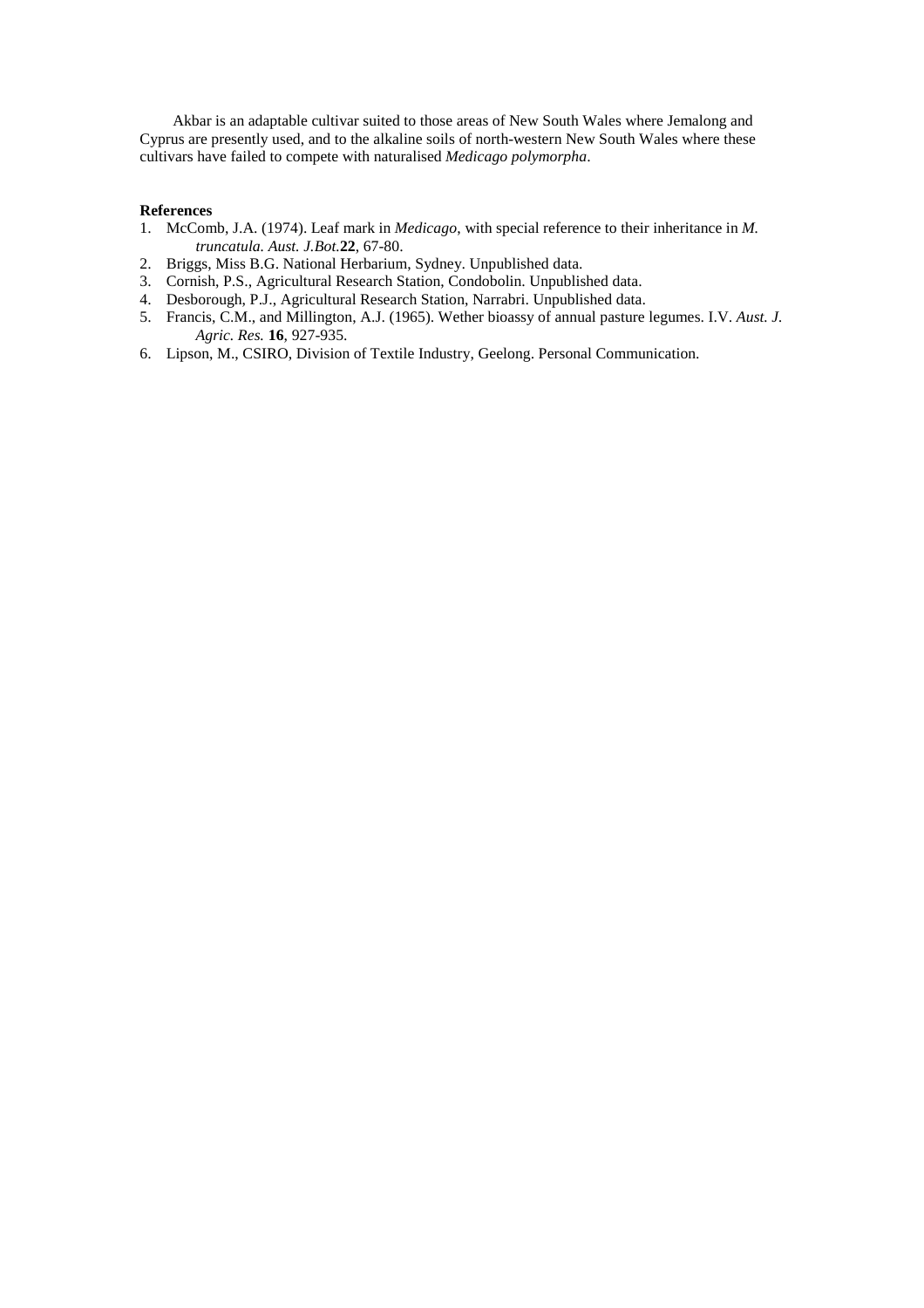Akbar is an adaptable cultivar suited to those areas of New South Wales where Jemalong and Cyprus are presently used, and to the alkaline soils of north-western New South Wales where these cultivars have failed to compete with naturalised *Medicago polymorpha*.

**References**

1. McComb, J.A. (1974). Leaf mark in *Medicago*, with special reference to their inheritance in *M. truncatula. Aust. J.Bot.***22**, 67-80.
2. Briggs, Miss B.G. National Herbarium, Sydney. Unpublished data.
3. Cornish, P.S., Agricultural Research Station, Condobolin. Unpublished data.
4. Desborough, P.J., Agricultural Research Station, Narrabri. Unpublished data.
5. Francis, C.M., and Millington, A.J. (1965). Wether bioassy of annual pasture legumes. I.V. *Aust. J. Agric. Res.* **16**, 927-935.
6. Lipson, M., CSIRO, Division of Textile Industry, Geelong. Personal Communication.